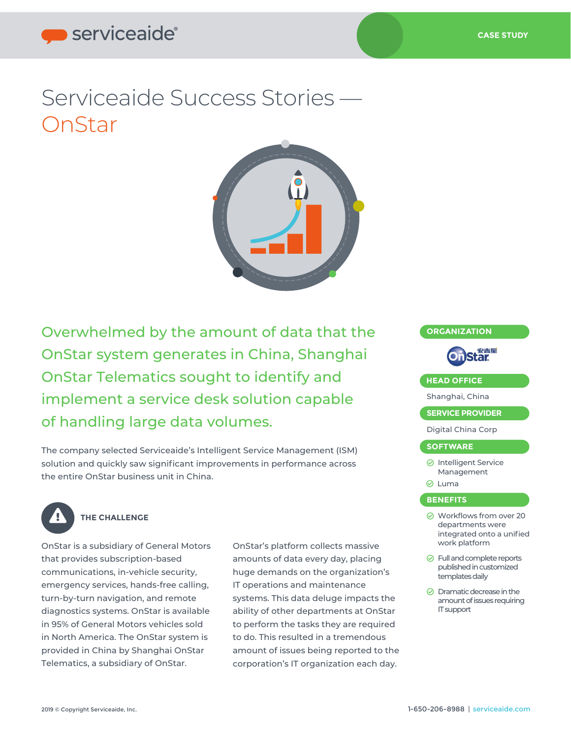CASE STUDY

# Serviceaide Success Stories — OnStar

## Overwhelmed by the amount of data that the OnStar system generates in China, Shanghai OnStar Telematics sought to identify and implement a service desk solution capable of handling large data volumes.

The company selected Serviceaide's Intelligent Service Management (ISM) solution and quickly saw significant improvements in performance across the entire OnStar business unit in China.

### THE CHALLENGE

OnStar is a subsidiary of General Motors that provides subscription-based communications, in-vehicle security, emergency services, hands-free calling, turn-by-turn navigation, and remote diagnostics systems. OnStar is available in 95% of General Motors vehicles sold in North America. The OnStar system is provided in China by Shanghai OnStar Telematics, a subsidiary of OnStar.

OnStar's platform collects massive amounts of data every day, placing huge demands on the organization's IT operations and maintenance systems. This data deluge impacts the ability of other departments at OnStar to perform the tasks they are required to do. This resulted in a tremendous amount of issues being reported to the corporation's IT organization each day.

**ORGANIZATION**

OnStar 安吉星

**HEAD OFFICE**

Shanghai, China

**SERVICE PROVIDER**

Digital China Corp

**SOFTWARE**

- Intelligent Service Management
- Luma

**BENEFITS**

- Workflows from over 20 departments were integrated onto a unified work platform
- Full and complete reports published in customized templates daily
- Dramatic decrease in the amount of issues requiring IT support

2019 © Copyright Serviceaide, Inc.

1-650-206-8988 | serviceaide.com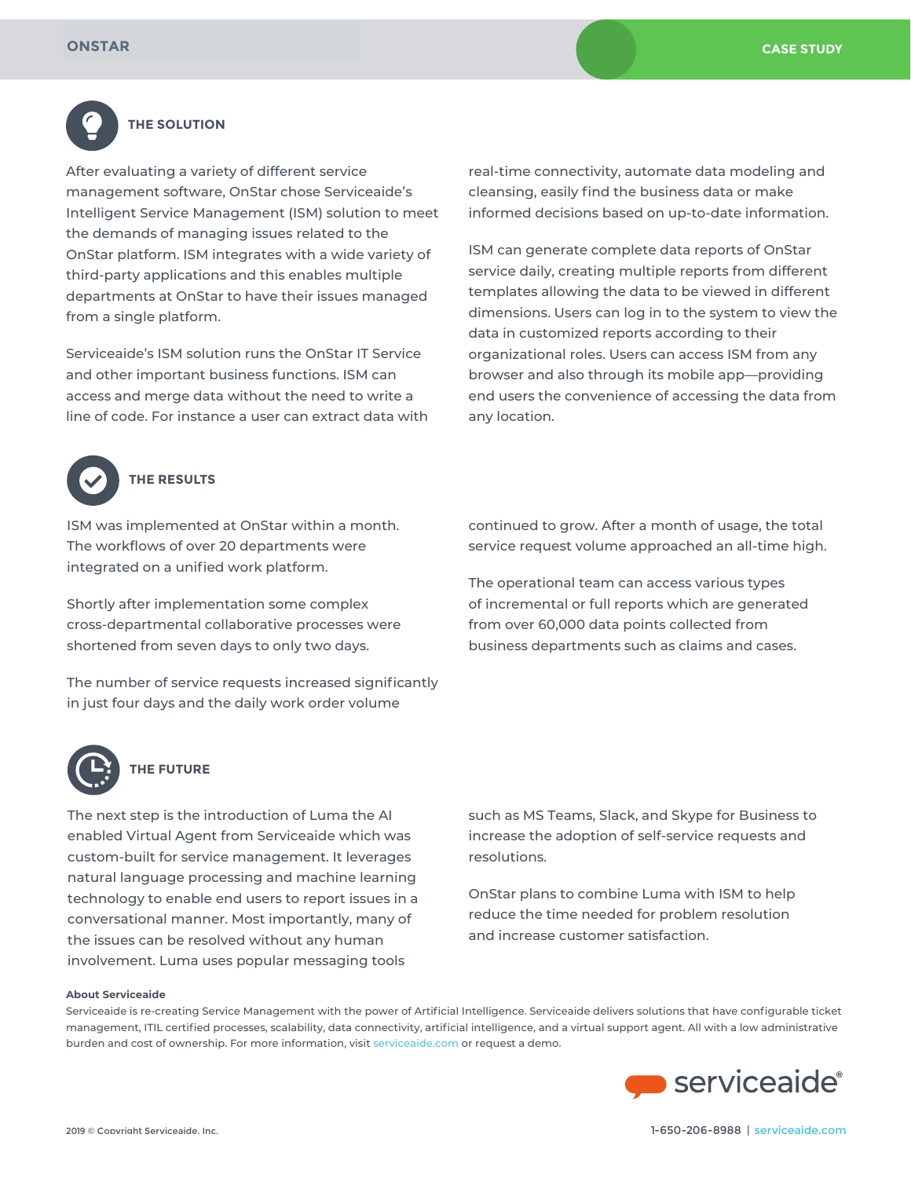## THE SOLUTION

After evaluating a variety of different service management software, OnStar chose Serviceaide's Intelligent Service Management (ISM) solution to meet the demands of managing issues related to the OnStar platform. ISM integrates with a wide variety of third-party applications and this enables multiple departments at OnStar to have their issues managed from a single platform.

Serviceaide's ISM solution runs the OnStar IT Service and other important business functions. ISM can access and merge data without the need to write a line of code. For instance a user can extract data with real-time connectivity, automate data modeling and cleansing, easily find the business data or make informed decisions based on up-to-date information.

ISM can generate complete data reports of OnStar service daily, creating multiple reports from different templates allowing the data to be viewed in different dimensions. Users can log in to the system to view the data in customized reports according to their organizational roles. Users can access ISM from any browser and also through its mobile app—providing end users the convenience of accessing the data from any location.

## THE RESULTS

ISM was implemented at OnStar within a month. The workflows of over 20 departments were integrated on a unified work platform.

Shortly after implementation some complex cross-departmental collaborative processes were shortened from seven days to only two days.

The number of service requests increased significantly in just four days and the daily work order volume continued to grow. After a month of usage, the total service request volume approached an all-time high.

The operational team can access various types of incremental or full reports which are generated from over 60,000 data points collected from business departments such as claims and cases.

## THE FUTURE

The next step is the introduction of Luma the AI enabled Virtual Agent from Serviceaide which was custom-built for service management. It leverages natural language processing and machine learning technology to enable end users to report issues in a conversational manner. Most importantly, many of the issues can be resolved without any human involvement. Luma uses popular messaging tools such as MS Teams, Slack, and Skype for Business to increase the adoption of self-service requests and resolutions.

OnStar plans to combine Luma with ISM to help reduce the time needed for problem resolution and increase customer satisfaction.

**About Serviceaide**

Serviceaide is re-creating Service Management with the power of Artificial Intelligence. Serviceaide delivers solutions that have configurable ticket management, ITIL certified processes, scalability, data connectivity, artificial intelligence, and a virtual support agent. All with a low administrative burden and cost of ownership. For more information, visit serviceaide.com or request a demo.

serviceaide®

2019 © Copyright Serviceaide, Inc.

1-650-206-8988 | serviceaide.com